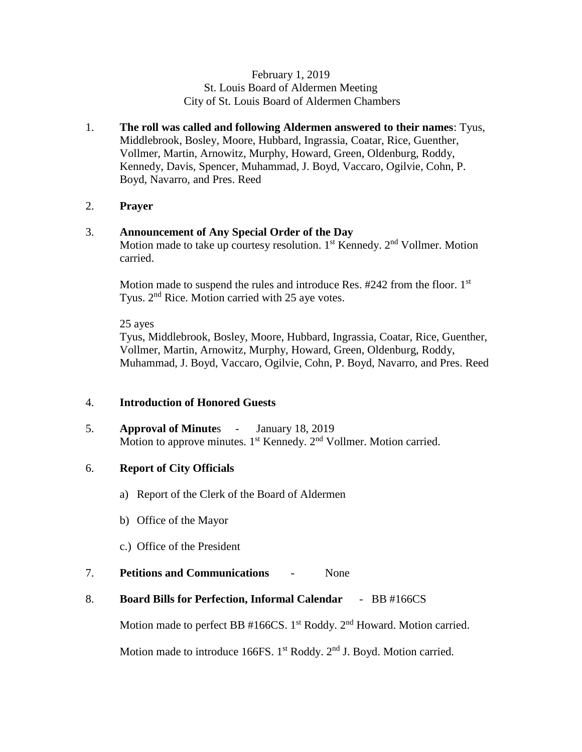February 1, 2019
St. Louis Board of Aldermen Meeting
City of St. Louis Board of Aldermen Chambers

1. **The roll was called and following Aldermen answered to their names**: Tyus, Middlebrook, Bosley, Moore, Hubbard, Ingrassia, Coatar, Rice, Guenther, Vollmer, Martin, Arnowitz, Murphy, Howard, Green, Oldenburg, Roddy, Kennedy, Davis, Spencer, Muhammad, J. Boyd, Vaccaro, Ogilvie, Cohn, P. Boyd, Navarro, and Pres. Reed

2. **Prayer**

3. **Announcement of Any Special Order of the Day**
   Motion made to take up courtesy resolution. 1st Kennedy. 2nd Vollmer. Motion carried.

   Motion made to suspend the rules and introduce Res. #242 from the floor. 1st Tyus. 2nd Rice. Motion carried with 25 aye votes.

   25 ayes
   Tyus, Middlebrook, Bosley, Moore, Hubbard, Ingrassia, Coatar, Rice, Guenther, Vollmer, Martin, Arnowitz, Murphy, Howard, Green, Oldenburg, Roddy, Muhammad, J. Boyd, Vaccaro, Ogilvie, Cohn, P. Boyd, Navarro, and Pres. Reed

4. **Introduction of Honored Guests**

5. **Approval of Minute**s - January 18, 2019
   Motion to approve minutes. 1st Kennedy. 2nd Vollmer. Motion carried.

6. **Report of City Officials**

   a) Report of the Clerk of the Board of Aldermen

   b) Office of the Mayor

   c.) Office of the President

7. **Petitions and Communications** - None

8. **Board Bills for Perfection, Informal Calendar** - BB #166CS

   Motion made to perfect BB #166CS. 1st Roddy. 2nd Howard. Motion carried.

   Motion made to introduce 166FS. 1st Roddy. 2nd J. Boyd. Motion carried.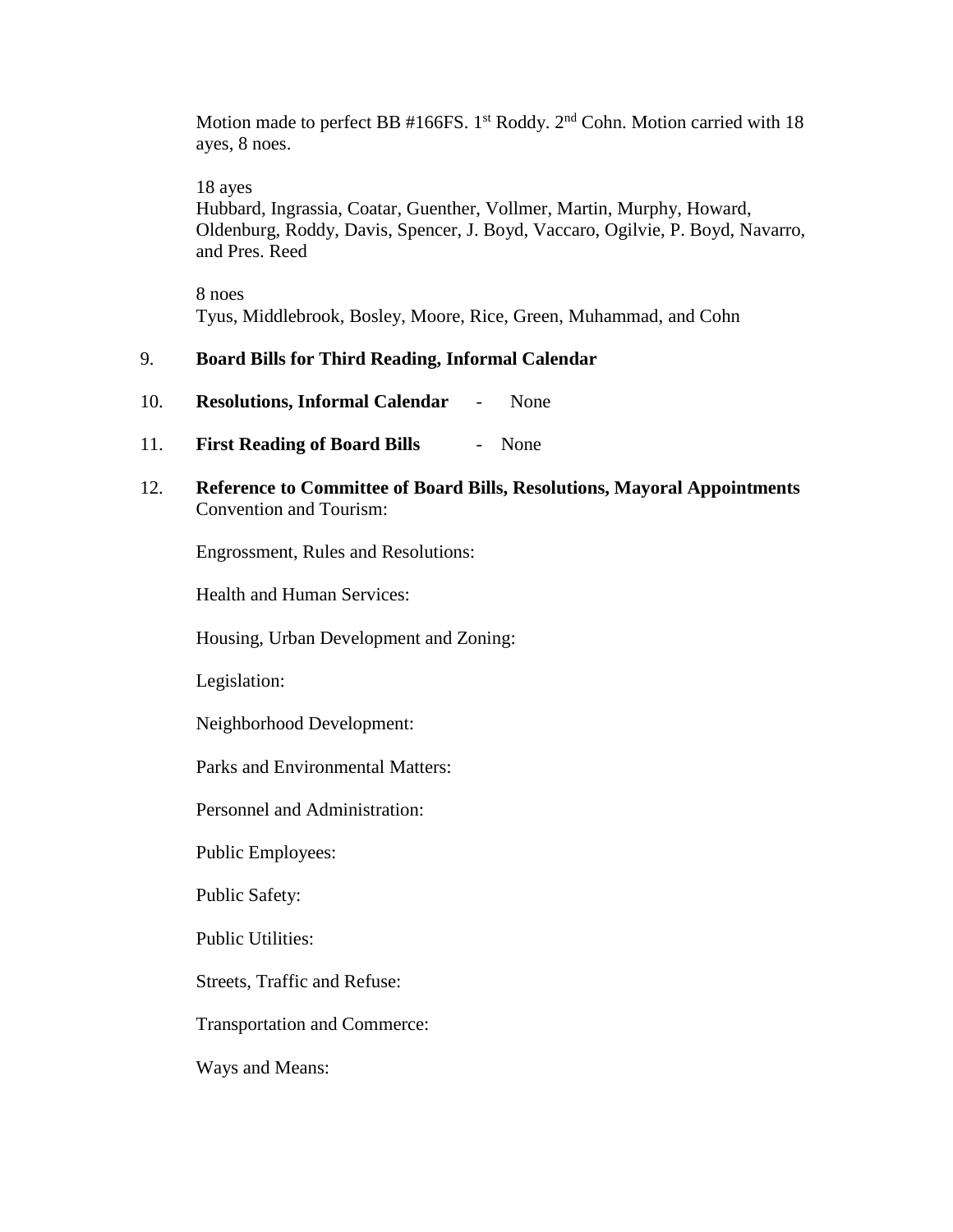Motion made to perfect BB #166FS. 1st Roddy. 2nd Cohn. Motion carried with 18 ayes, 8 noes.

18 ayes
Hubbard, Ingrassia, Coatar, Guenther, Vollmer, Martin, Murphy, Howard, Oldenburg, Roddy, Davis, Spencer, J. Boyd, Vaccaro, Ogilvie, P. Boyd, Navarro, and Pres. Reed

8 noes
Tyus, Middlebrook, Bosley, Moore, Rice, Green, Muhammad, and Cohn

9. **Board Bills for Third Reading, Informal Calendar**

10. **Resolutions, Informal Calendar** - None

11. **First Reading of Board Bills** - None

12. **Reference to Committee of Board Bills, Resolutions, Mayoral Appointments**
    Convention and Tourism:

    Engrossment, Rules and Resolutions:

    Health and Human Services:

    Housing, Urban Development and Zoning:

    Legislation:

    Neighborhood Development:

    Parks and Environmental Matters:

    Personnel and Administration:

    Public Employees:

    Public Safety:

    Public Utilities:

    Streets, Traffic and Refuse:

    Transportation and Commerce:

    Ways and Means: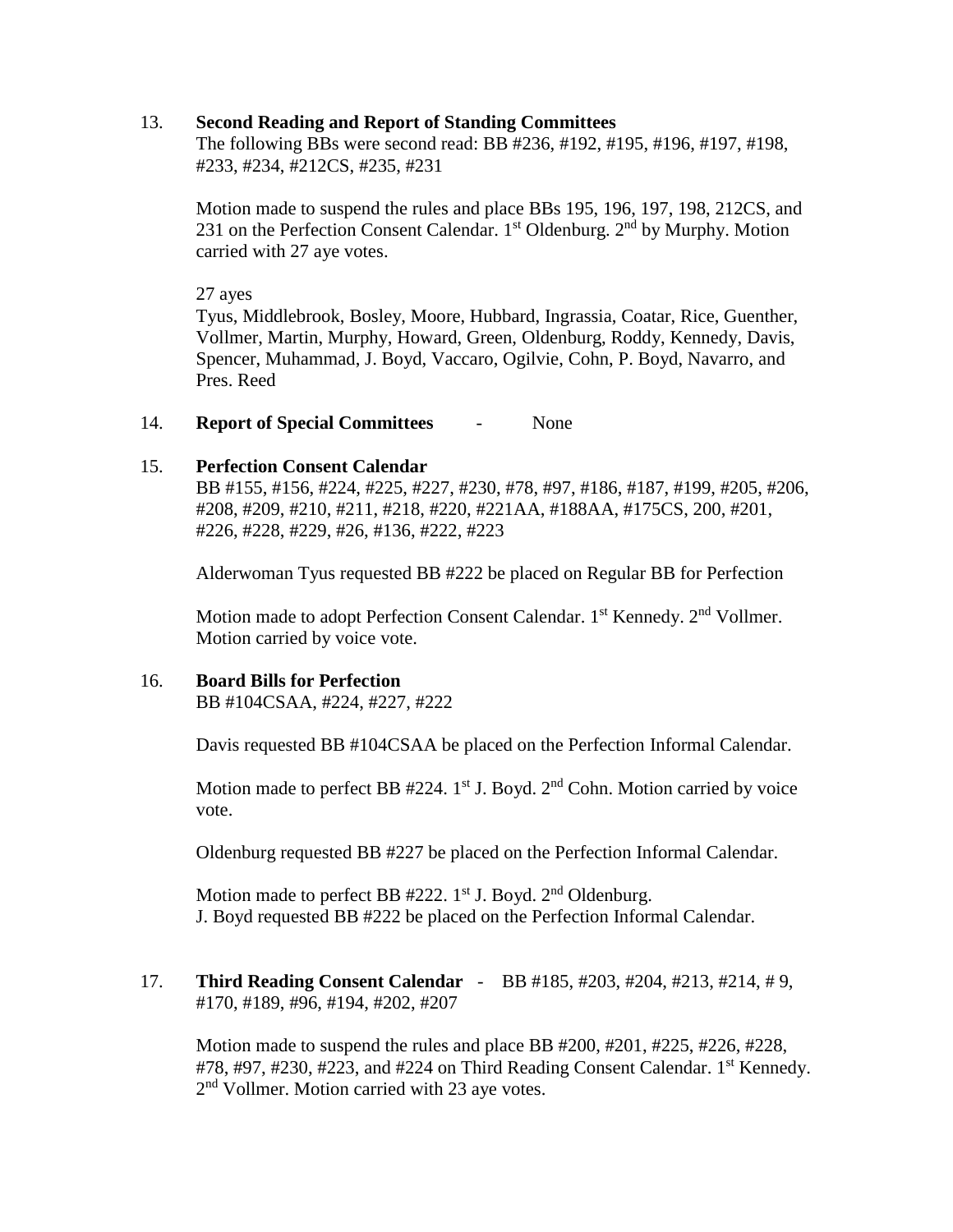13. **Second Reading and Report of Standing Committees**

The following BBs were second read: BB #236, #192, #195, #196, #197, #198, #233, #234, #212CS, #235, #231

Motion made to suspend the rules and place BBs 195, 196, 197, 198, 212CS, and 231 on the Perfection Consent Calendar. 1st Oldenburg. 2nd by Murphy. Motion carried with 27 aye votes.

27 ayes

Tyus, Middlebrook, Bosley, Moore, Hubbard, Ingrassia, Coatar, Rice, Guenther, Vollmer, Martin, Murphy, Howard, Green, Oldenburg, Roddy, Kennedy, Davis, Spencer, Muhammad, J. Boyd, Vaccaro, Ogilvie, Cohn, P. Boyd, Navarro, and Pres. Reed

14. **Report of Special Committees** - None

15. **Perfection Consent Calendar**

BB #155, #156, #224, #225, #227, #230, #78, #97, #186, #187, #199, #205, #206, #208, #209, #210, #211, #218, #220, #221AA, #188AA, #175CS, 200, #201, #226, #228, #229, #26, #136, #222, #223

Alderwoman Tyus requested BB #222 be placed on Regular BB for Perfection

Motion made to adopt Perfection Consent Calendar. 1st Kennedy. 2nd Vollmer. Motion carried by voice vote.

16. **Board Bills for Perfection**

BB #104CSAA, #224, #227, #222

Davis requested BB #104CSAA be placed on the Perfection Informal Calendar.

Motion made to perfect BB #224. 1st J. Boyd. 2nd Cohn. Motion carried by voice vote.

Oldenburg requested BB #227 be placed on the Perfection Informal Calendar.

Motion made to perfect BB #222. 1st J. Boyd. 2nd Oldenburg.
J. Boyd requested BB #222 be placed on the Perfection Informal Calendar.

17. **Third Reading Consent Calendar** - BB #185, #203, #204, #213, #214, # 9, #170, #189, #96, #194, #202, #207

Motion made to suspend the rules and place BB #200, #201, #225, #226, #228, #78, #97, #230, #223, and #224 on Third Reading Consent Calendar. 1st Kennedy. 2nd Vollmer. Motion carried with 23 aye votes.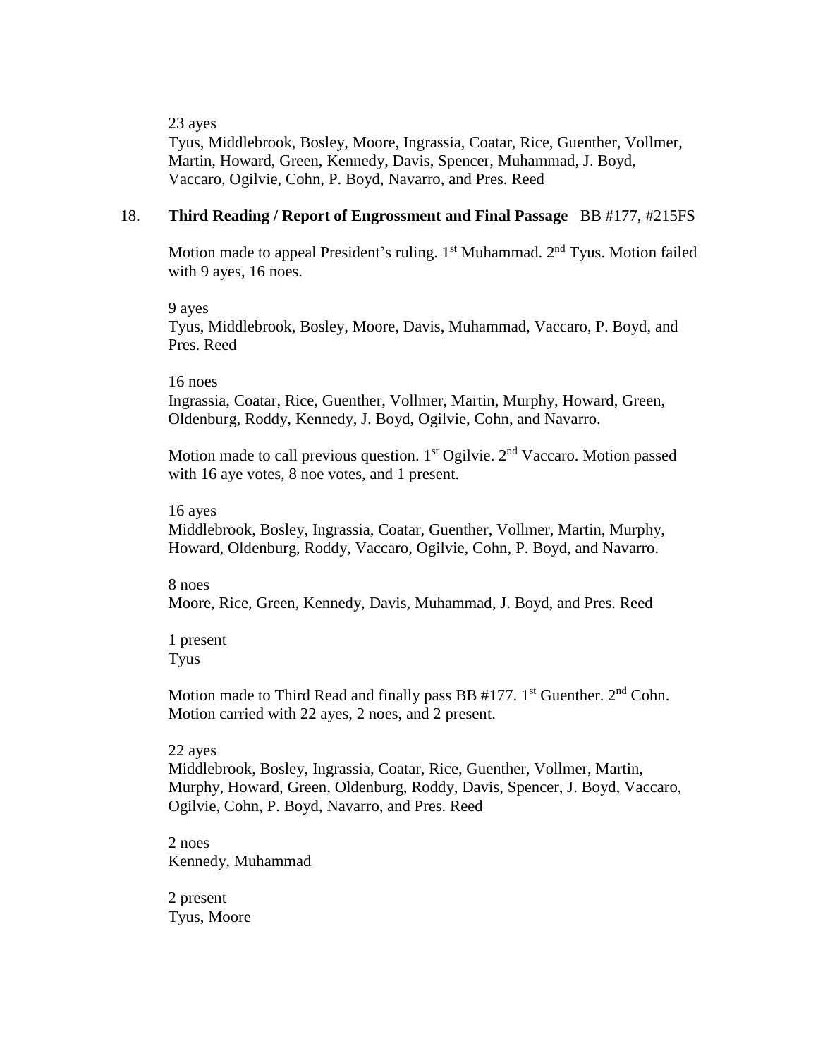23 ayes
Tyus, Middlebrook, Bosley, Moore, Ingrassia, Coatar, Rice, Guenther, Vollmer, Martin, Howard, Green, Kennedy, Davis, Spencer, Muhammad, J. Boyd, Vaccaro, Ogilvie, Cohn, P. Boyd, Navarro, and Pres. Reed

18. **Third Reading / Report of Engrossment and Final Passage** BB #177, #215FS

Motion made to appeal President's ruling. 1st Muhammad. 2nd Tyus. Motion failed with 9 ayes, 16 noes.

9 ayes
Tyus, Middlebrook, Bosley, Moore, Davis, Muhammad, Vaccaro, P. Boyd, and Pres. Reed

16 noes
Ingrassia, Coatar, Rice, Guenther, Vollmer, Martin, Murphy, Howard, Green, Oldenburg, Roddy, Kennedy, J. Boyd, Ogilvie, Cohn, and Navarro.

Motion made to call previous question. 1st Ogilvie. 2nd Vaccaro. Motion passed with 16 aye votes, 8 noe votes, and 1 present.

16 ayes
Middlebrook, Bosley, Ingrassia, Coatar, Guenther, Vollmer, Martin, Murphy, Howard, Oldenburg, Roddy, Vaccaro, Ogilvie, Cohn, P. Boyd, and Navarro.

8 noes
Moore, Rice, Green, Kennedy, Davis, Muhammad, J. Boyd, and Pres. Reed

1 present
Tyus

Motion made to Third Read and finally pass BB #177. 1st Guenther. 2nd Cohn. Motion carried with 22 ayes, 2 noes, and 2 present.

22 ayes
Middlebrook, Bosley, Ingrassia, Coatar, Rice, Guenther, Vollmer, Martin, Murphy, Howard, Green, Oldenburg, Roddy, Davis, Spencer, J. Boyd, Vaccaro, Ogilvie, Cohn, P. Boyd, Navarro, and Pres. Reed

2 noes
Kennedy, Muhammad

2 present
Tyus, Moore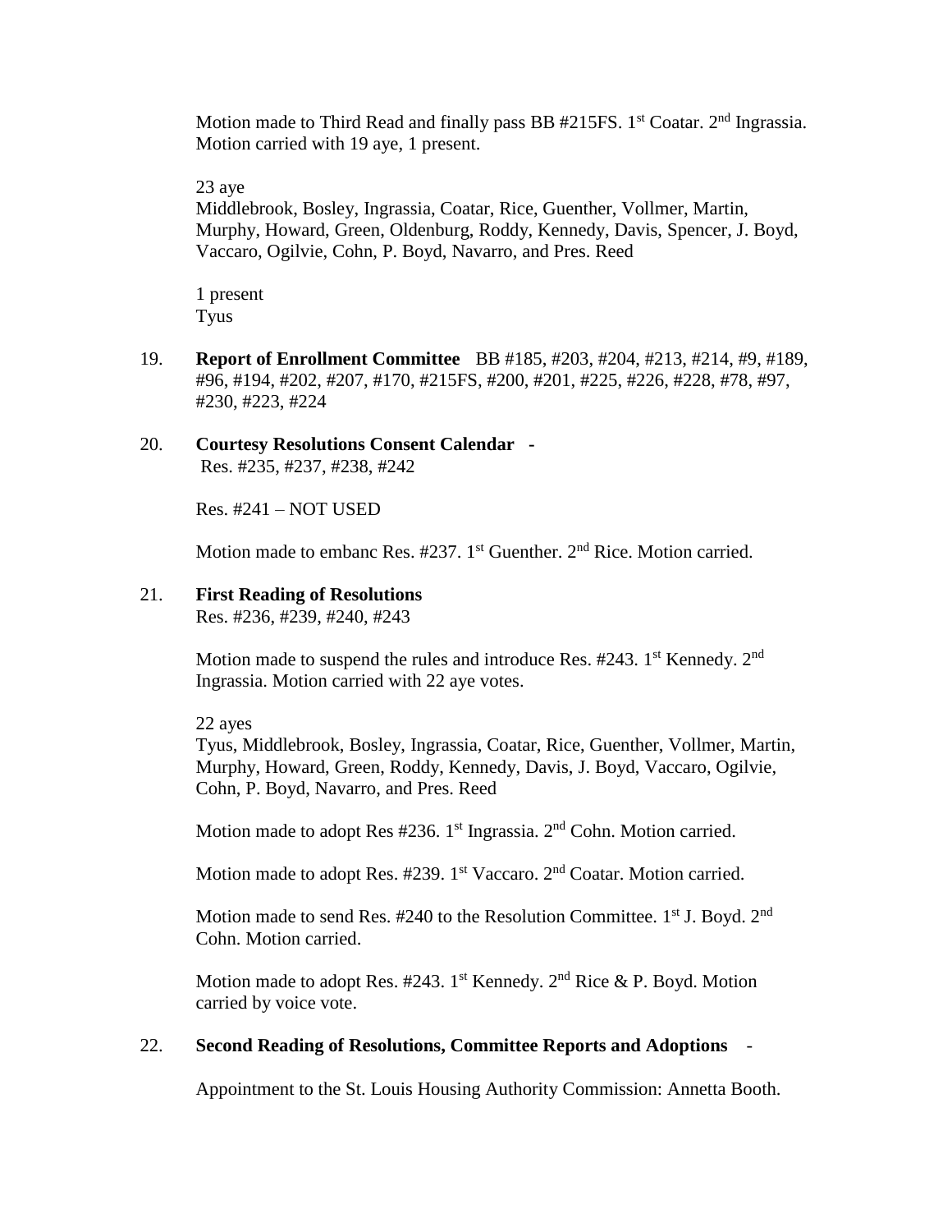Motion made to Third Read and finally pass BB #215FS. 1st Coatar. 2nd Ingrassia. Motion carried with 19 aye, 1 present.

23 aye
Middlebrook, Bosley, Ingrassia, Coatar, Rice, Guenther, Vollmer, Martin, Murphy, Howard, Green, Oldenburg, Roddy, Kennedy, Davis, Spencer, J. Boyd, Vaccaro, Ogilvie, Cohn, P. Boyd, Navarro, and Pres. Reed

1 present
Tyus

19. **Report of Enrollment Committee** BB #185, #203, #204, #213, #214, #9, #189, #96, #194, #202, #207, #170, #215FS, #200, #201, #225, #226, #228, #78, #97, #230, #223, #224

20. **Courtesy Resolutions Consent Calendar** -
Res. #235, #237, #238, #242

Res. #241 – NOT USED

Motion made to embanc Res. #237. 1st Guenther. 2nd Rice. Motion carried.

21. **First Reading of Resolutions**
Res. #236, #239, #240, #243

Motion made to suspend the rules and introduce Res. #243. 1st Kennedy. 2nd Ingrassia. Motion carried with 22 aye votes.

22 ayes
Tyus, Middlebrook, Bosley, Ingrassia, Coatar, Rice, Guenther, Vollmer, Martin, Murphy, Howard, Green, Roddy, Kennedy, Davis, J. Boyd, Vaccaro, Ogilvie, Cohn, P. Boyd, Navarro, and Pres. Reed

Motion made to adopt Res #236. 1st Ingrassia. 2nd Cohn. Motion carried.

Motion made to adopt Res. #239. 1st Vaccaro. 2nd Coatar. Motion carried.

Motion made to send Res. #240 to the Resolution Committee. 1st J. Boyd. 2nd Cohn. Motion carried.

Motion made to adopt Res. #243. 1st Kennedy. 2nd Rice & P. Boyd. Motion carried by voice vote.

22. **Second Reading of Resolutions, Committee Reports and Adoptions** -

Appointment to the St. Louis Housing Authority Commission: Annetta Booth.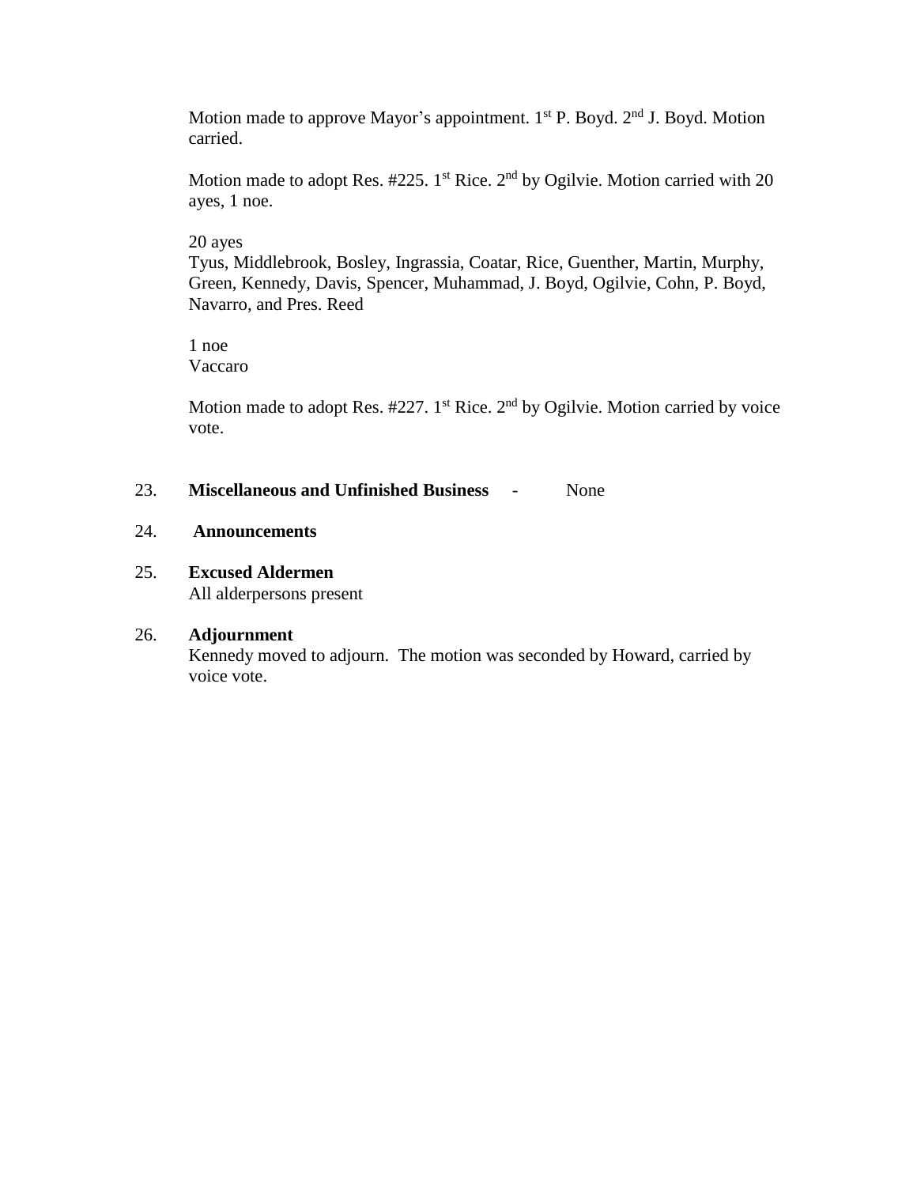Motion made to approve Mayor's appointment. 1st P. Boyd. 2nd J. Boyd. Motion carried.

Motion made to adopt Res. #225. 1st Rice. 2nd by Ogilvie. Motion carried with 20 ayes, 1 noe.

20 ayes
Tyus, Middlebrook, Bosley, Ingrassia, Coatar, Rice, Guenther, Martin, Murphy, Green, Kennedy, Davis, Spencer, Muhammad, J. Boyd, Ogilvie, Cohn, P. Boyd, Navarro, and Pres. Reed

1 noe
Vaccaro

Motion made to adopt Res. #227. 1st Rice. 2nd by Ogilvie. Motion carried by voice vote.

23. **Miscellaneous and Unfinished Business** - None

24. **Announcements**

25. **Excused Aldermen**
All alderpersons present

26. **Adjournment**
Kennedy moved to adjourn. The motion was seconded by Howard, carried by voice vote.